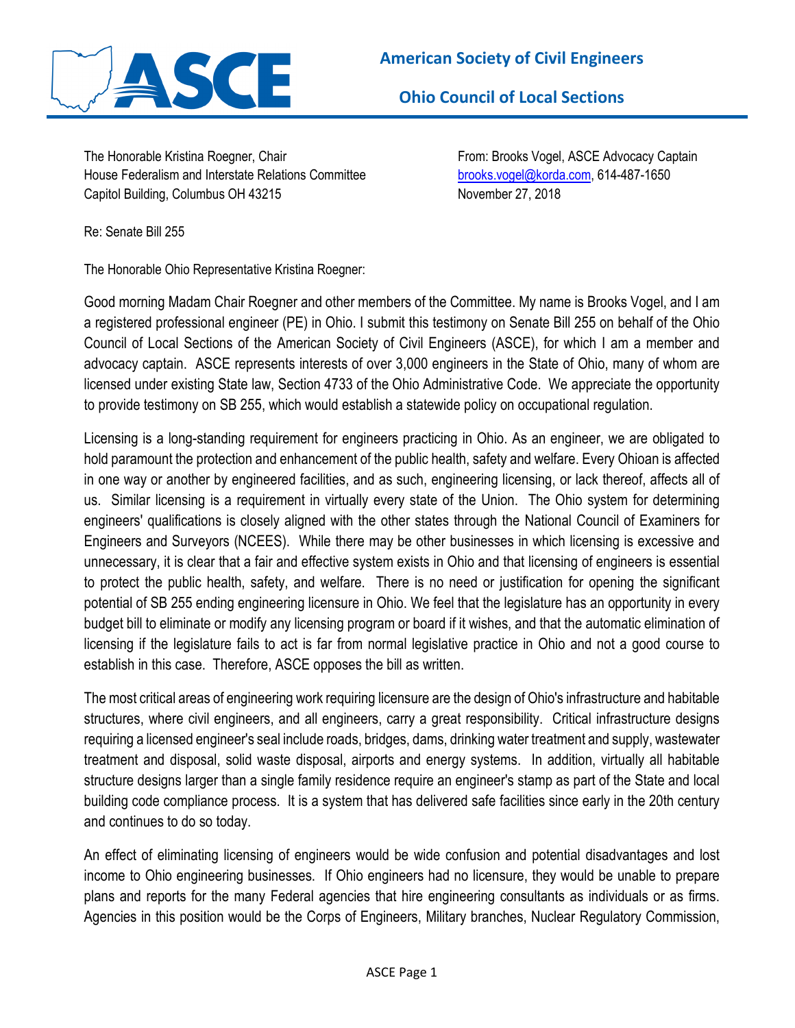# American Society of Civil Engineers

## Ohio Council of Local Sections

The Honorable Kristina Roegner, Chair
House Federalism and Interstate Relations Committee
Capitol Building, Columbus OH 43215

From: Brooks Vogel, ASCE Advocacy Captain
brooks.vogel@korda.com, 614-487-1650
November 27, 2018

Re: Senate Bill 255

The Honorable Ohio Representative Kristina Roegner:

Good morning Madam Chair Roegner and other members of the Committee. My name is Brooks Vogel, and I am a registered professional engineer (PE) in Ohio. I submit this testimony on Senate Bill 255 on behalf of the Ohio Council of Local Sections of the American Society of Civil Engineers (ASCE), for which I am a member and advocacy captain. ASCE represents interests of over 3,000 engineers in the State of Ohio, many of whom are licensed under existing State law, Section 4733 of the Ohio Administrative Code. We appreciate the opportunity to provide testimony on SB 255, which would establish a statewide policy on occupational regulation.

Licensing is a long-standing requirement for engineers practicing in Ohio. As an engineer, we are obligated to hold paramount the protection and enhancement of the public health, safety and welfare. Every Ohioan is affected in one way or another by engineered facilities, and as such, engineering licensing, or lack thereof, affects all of us. Similar licensing is a requirement in virtually every state of the Union. The Ohio system for determining engineers' qualifications is closely aligned with the other states through the National Council of Examiners for Engineers and Surveyors (NCEES). While there may be other businesses in which licensing is excessive and unnecessary, it is clear that a fair and effective system exists in Ohio and that licensing of engineers is essential to protect the public health, safety, and welfare. There is no need or justification for opening the significant potential of SB 255 ending engineering licensure in Ohio. We feel that the legislature has an opportunity in every budget bill to eliminate or modify any licensing program or board if it wishes, and that the automatic elimination of licensing if the legislature fails to act is far from normal legislative practice in Ohio and not a good course to establish in this case. Therefore, ASCE opposes the bill as written.

The most critical areas of engineering work requiring licensure are the design of Ohio's infrastructure and habitable structures, where civil engineers, and all engineers, carry a great responsibility. Critical infrastructure designs requiring a licensed engineer's seal include roads, bridges, dams, drinking water treatment and supply, wastewater treatment and disposal, solid waste disposal, airports and energy systems. In addition, virtually all habitable structure designs larger than a single family residence require an engineer's stamp as part of the State and local building code compliance process. It is a system that has delivered safe facilities since early in the 20th century and continues to do so today.

An effect of eliminating licensing of engineers would be wide confusion and potential disadvantages and lost income to Ohio engineering businesses. If Ohio engineers had no licensure, they would be unable to prepare plans and reports for the many Federal agencies that hire engineering consultants as individuals or as firms. Agencies in this position would be the Corps of Engineers, Military branches, Nuclear Regulatory Commission,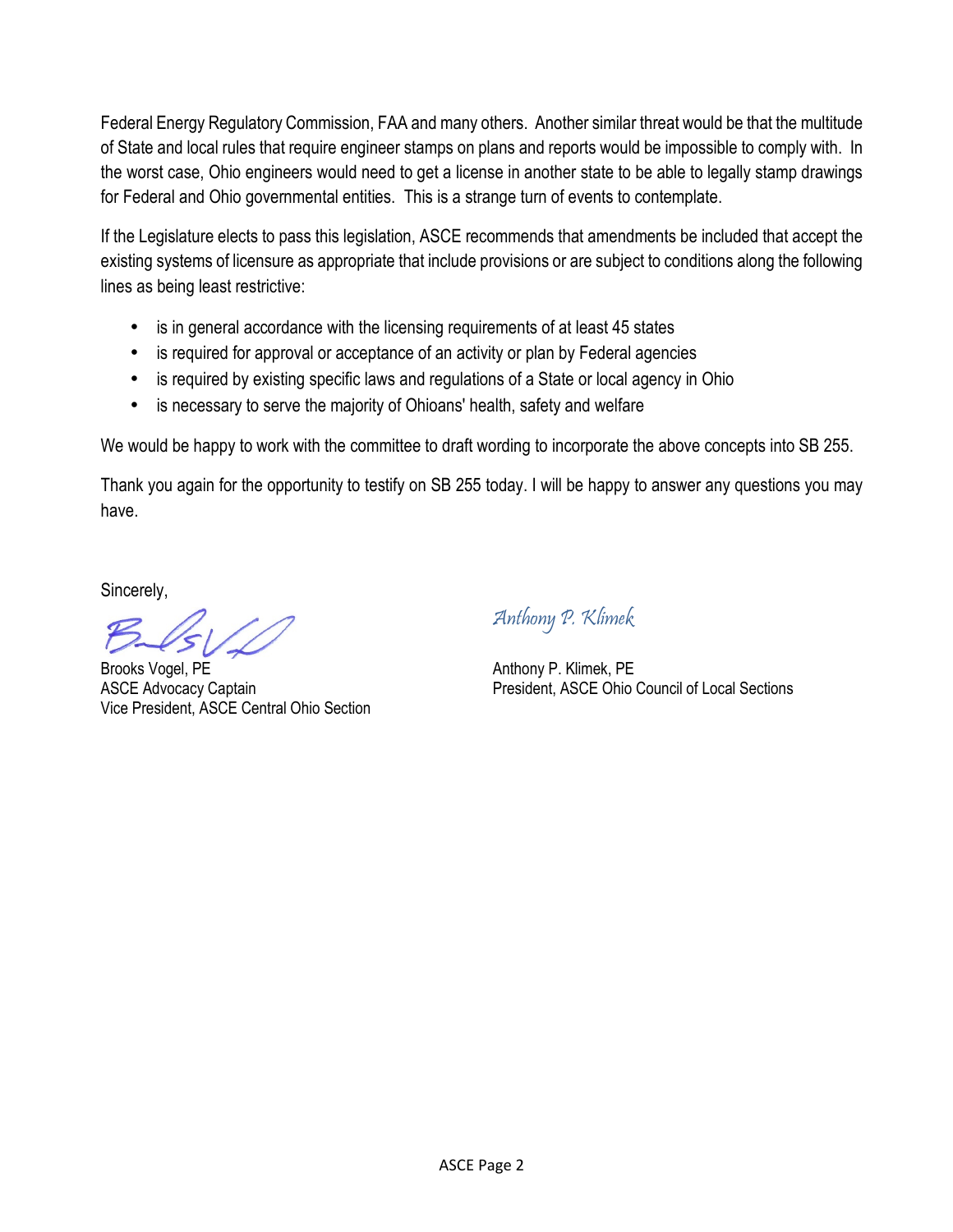Federal Energy Regulatory Commission, FAA and many others. Another similar threat would be that the multitude of State and local rules that require engineer stamps on plans and reports would be impossible to comply with. In the worst case, Ohio engineers would need to get a license in another state to be able to legally stamp drawings for Federal and Ohio governmental entities. This is a strange turn of events to contemplate.

If the Legislature elects to pass this legislation, ASCE recommends that amendments be included that accept the existing systems of licensure as appropriate that include provisions or are subject to conditions along the following lines as being least restrictive:

- is in general accordance with the licensing requirements of at least 45 states
- is required for approval or acceptance of an activity or plan by Federal agencies
- is required by existing specific laws and regulations of a State or local agency in Ohio
- is necessary to serve the majority of Ohioans' health, safety and welfare

We would be happy to work with the committee to draft wording to incorporate the above concepts into SB 255.

Thank you again for the opportunity to testify on SB 255 today. I will be happy to answer any questions you may have.

Sincerely,

*Anthony P. Klimek*

Brooks Vogel, PE
ASCE Advocacy Captain
Vice President, ASCE Central Ohio Section

Anthony P. Klimek, PE
President, ASCE Ohio Council of Local Sections